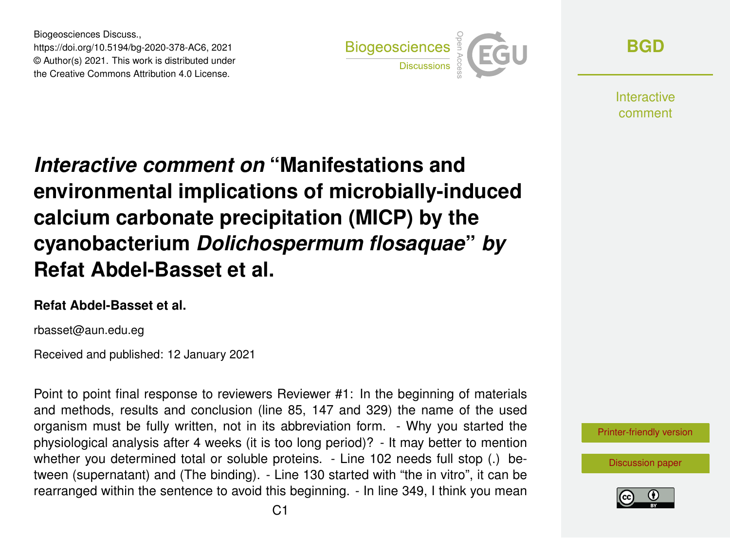Biogeosciences Discuss.,
https://doi.org/10.5194/bg-2020-378-AC6, 2021
© Author(s) 2021. This work is distributed under
the Creative Commons Attribution 4.0 License.

# *Interactive comment on* "Manifestations and environmental implications of microbially-induced calcium carbonate precipitation (MICP) by the cyanobacterium *Dolichospermum flosaquae*" *by* Refat Abdel-Basset et al.

**Refat Abdel-Basset et al.**

rbasset@aun.edu.eg

Received and published: 12 January 2021

Point to point final response to reviewers Reviewer #1: In the beginning of materials and methods, results and conclusion (line 85, 147 and 329) the name of the used organism must be fully written, not in its abbreviation form. - Why you started the physiological analysis after 4 weeks (it is too long period)? - It may better to mention whether you determined total or soluble proteins. - Line 102 needs full stop (.) between (supernatant) and (The binding). - Line 130 started with "the in vitro", it can be rearranged within the sentence to avoid this beginning. - In line 349, I think you mean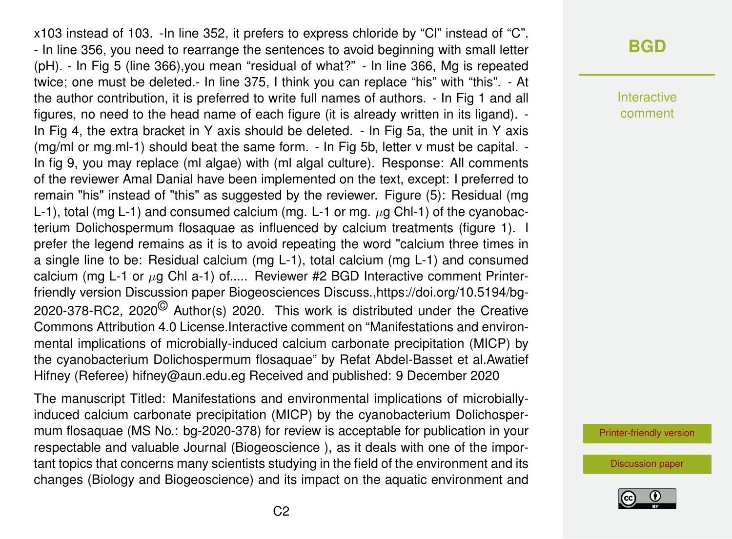x103 instead of 103. -In line 352, it prefers to express chloride by "Cl" instead of "C". - In line 356, you need to rearrange the sentences to avoid beginning with small letter (pH). - In Fig 5 (line 366),you mean "residual of what?" - In line 366, Mg is repeated twice; one must be deleted.- In line 375, I think you can replace "his" with "this". - At the author contribution, it is preferred to write full names of authors. - In Fig 1 and all figures, no need to the head name of each figure (it is already written in its ligand). - In Fig 4, the extra bracket in Y axis should be deleted. - In Fig 5a, the unit in Y axis (mg/ml or mg.ml-1) should beat the same form. - In Fig 5b, letter v must be capital. - In fig 9, you may replace (ml algae) with (ml algal culture). Response: All comments of the reviewer Amal Danial have been implemented on the text, except: I preferred to remain "his" instead of "this" as suggested by the reviewer. Figure (5): Residual (mg L-1), total (mg L-1) and consumed calcium (mg. L-1 or mg. $\mu$g Chl-1) of the cyanobacterium Dolichospermum flosaquae as influenced by calcium treatments (figure 1). I prefer the legend remains as it is to avoid repeating the word "calcium three times in a single line to be: Residual calcium (mg L-1), total calcium (mg L-1) and consumed calcium (mg L-1 or $\mu$g Chl a-1) of..... Reviewer #2 BGD Interactive comment Printer-friendly version Discussion paper Biogeosciences Discuss.,https://doi.org/10.5194/bg-2020-378-RC2, 2020© Author(s) 2020. This work is distributed under the Creative Commons Attribution 4.0 License.Interactive comment on "Manifestations and environmental implications of microbially-induced calcium carbonate precipitation (MICP) by the cyanobacterium Dolichospermum flosaquae" by Refat Abdel-Basset et al.Awatief Hifney (Referee) hifney@aun.edu.eg Received and published: 9 December 2020

The manuscript Titled: Manifestations and environmental implications of microbially-induced calcium carbonate precipitation (MICP) by the cyanobacterium Dolichospermum flosaquae (MS No.: bg-2020-378) for review is acceptable for publication in your respectable and valuable Journal (Biogeoscience ), as it deals with one of the important topics that concerns many scientists studying in the field of the environment and its changes (Biology and Biogeoscience) and its impact on the aquatic environment and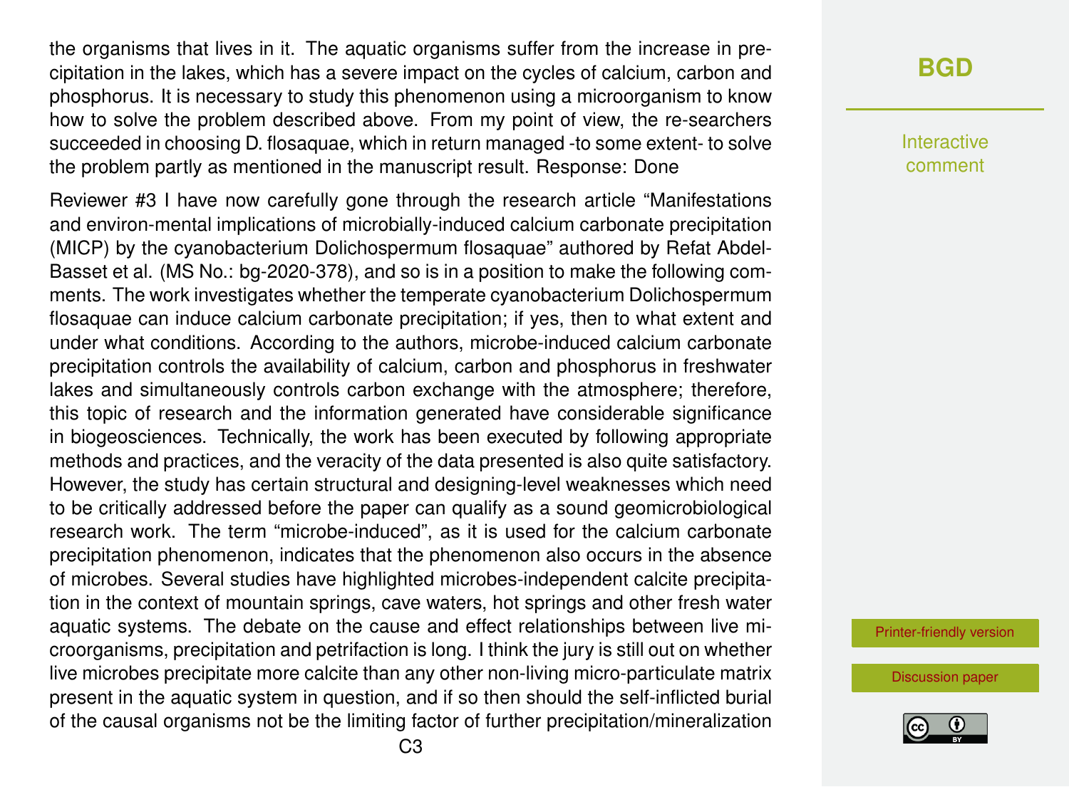the organisms that lives in it. The aquatic organisms suffer from the increase in precipitation in the lakes, which has a severe impact on the cycles of calcium, carbon and phosphorus. It is necessary to study this phenomenon using a microorganism to know how to solve the problem described above. From my point of view, the re-searchers succeeded in choosing D. flosaquae, which in return managed -to some extent- to solve the problem partly as mentioned in the manuscript result. Response: Done

Reviewer #3 I have now carefully gone through the research article "Manifestations and environ-mental implications of microbially-induced calcium carbonate precipitation (MICP) by the cyanobacterium Dolichospermum flosaquae" authored by Refat Abdel-Basset et al. (MS No.: bg-2020-378), and so is in a position to make the following comments. The work investigates whether the temperate cyanobacterium Dolichospermum flosaquae can induce calcium carbonate precipitation; if yes, then to what extent and under what conditions. According to the authors, microbe-induced calcium carbonate precipitation controls the availability of calcium, carbon and phosphorus in freshwater lakes and simultaneously controls carbon exchange with the atmosphere; therefore, this topic of research and the information generated have considerable significance in biogeosciences. Technically, the work has been executed by following appropriate methods and practices, and the veracity of the data presented is also quite satisfactory. However, the study has certain structural and designing-level weaknesses which need to be critically addressed before the paper can qualify as a sound geomicrobiological research work. The term "microbe-induced", as it is used for the calcium carbonate precipitation phenomenon, indicates that the phenomenon also occurs in the absence of microbes. Several studies have highlighted microbes-independent calcite precipitation in the context of mountain springs, cave waters, hot springs and other fresh water aquatic systems. The debate on the cause and effect relationships between live microorganisms, precipitation and petrifaction is long. I think the jury is still out on whether live microbes precipitate more calcite than any other non-living micro-particulate matrix present in the aquatic system in question, and if so then should the self-inflicted burial of the causal organisms not be the limiting factor of further precipitation/mineralization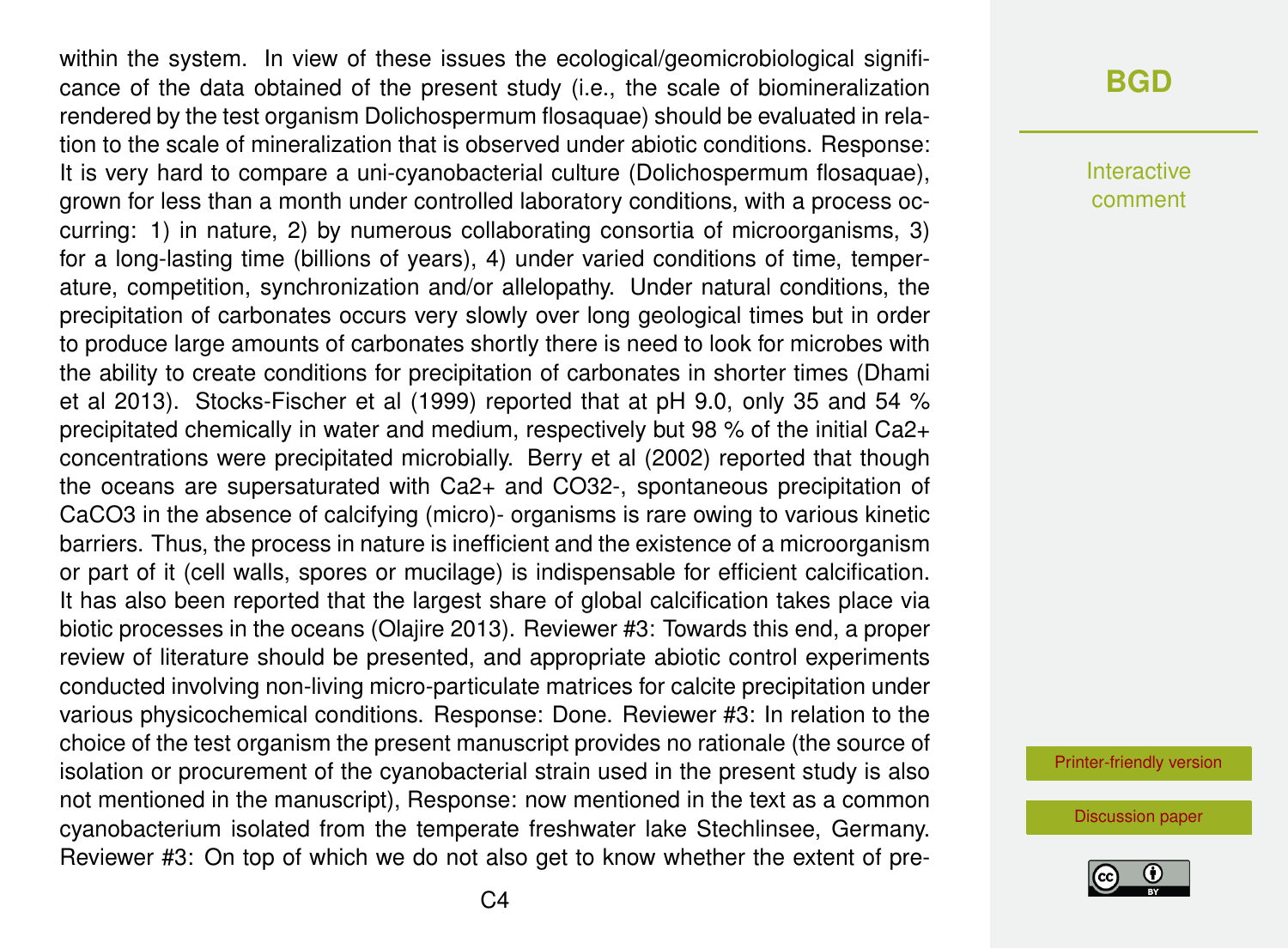within the system. In view of these issues the ecological/geomicrobiological significance of the data obtained of the present study (i.e., the scale of biomineralization rendered by the test organism Dolichospermum flosaquae) should be evaluated in relation to the scale of mineralization that is observed under abiotic conditions. Response: It is very hard to compare a uni-cyanobacterial culture (Dolichospermum flosaquae), grown for less than a month under controlled laboratory conditions, with a process occurring: 1) in nature, 2) by numerous collaborating consortia of microorganisms, 3) for a long-lasting time (billions of years), 4) under varied conditions of time, temperature, competition, synchronization and/or allelopathy. Under natural conditions, the precipitation of carbonates occurs very slowly over long geological times but in order to produce large amounts of carbonates shortly there is need to look for microbes with the ability to create conditions for precipitation of carbonates in shorter times (Dhami et al 2013). Stocks-Fischer et al (1999) reported that at pH 9.0, only 35 and 54 % precipitated chemically in water and medium, respectively but 98 % of the initial $Ca^{2+}$ concentrations were precipitated microbially. Berry et al (2002) reported that though the oceans are supersaturated with $Ca^{2+}$ and $CO_3^{2-}$, spontaneous precipitation of $CaCO_3$ in the absence of calcifying (micro)- organisms is rare owing to various kinetic barriers. Thus, the process in nature is inefficient and the existence of a microorganism or part of it (cell walls, spores or mucilage) is indispensable for efficient calcification. It has also been reported that the largest share of global calcification takes place via biotic processes in the oceans (Olajire 2013). Reviewer #3: Towards this end, a proper review of literature should be presented, and appropriate abiotic control experiments conducted involving non-living micro-particulate matrices for calcite precipitation under various physicochemical conditions. Response: Done. Reviewer #3: In relation to the choice of the test organism the present manuscript provides no rationale (the source of isolation or procurement of the cyanobacterial strain used in the present study is also not mentioned in the manuscript), Response: now mentioned in the text as a common cyanobacterium isolated from the temperate freshwater lake Stechlinsee, Germany. Reviewer #3: On top of which we do not also get to know whether the extent of pre-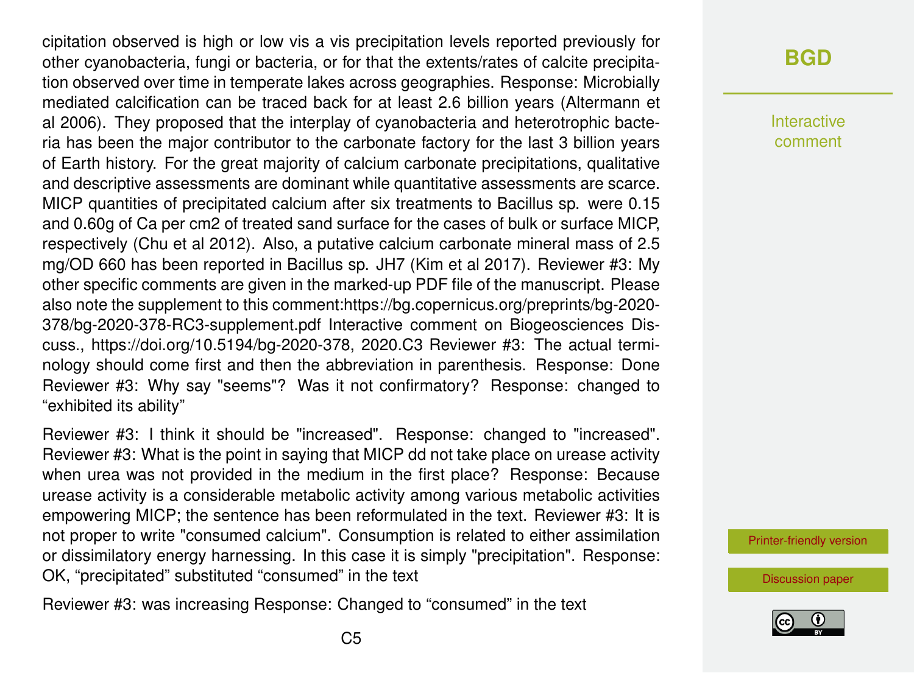cipitation observed is high or low vis a vis precipitation levels reported previously for other cyanobacteria, fungi or bacteria, or for that the extents/rates of calcite precipitation observed over time in temperate lakes across geographies. Response: Microbially mediated calcification can be traced back for at least 2.6 billion years (Altermann et al 2006). They proposed that the interplay of cyanobacteria and heterotrophic bacteria has been the major contributor to the carbonate factory for the last 3 billion years of Earth history. For the great majority of calcium carbonate precipitations, qualitative and descriptive assessments are dominant while quantitative assessments are scarce. MICP quantities of precipitated calcium after six treatments to Bacillus sp. were 0.15 and 0.60g of Ca per cm2 of treated sand surface for the cases of bulk or surface MICP, respectively (Chu et al 2012). Also, a putative calcium carbonate mineral mass of 2.5 mg/OD 660 has been reported in Bacillus sp. JH7 (Kim et al 2017). Reviewer #3: My other specific comments are given in the marked-up PDF file of the manuscript. Please also note the supplement to this comment:https://bg.copernicus.org/preprints/bg-2020-378/bg-2020-378-RC3-supplement.pdf Interactive comment on Biogeosciences Discuss., https://doi.org/10.5194/bg-2020-378, 2020.C3 Reviewer #3: The actual terminology should come first and then the abbreviation in parenthesis. Response: Done Reviewer #3: Why say "seems"? Was it not confirmatory? Response: changed to "exhibited its ability"

Reviewer #3: I think it should be "increased". Response: changed to "increased". Reviewer #3: What is the point in saying that MICP dd not take place on urease activity when urea was not provided in the medium in the first place? Response: Because urease activity is a considerable metabolic activity among various metabolic activities empowering MICP; the sentence has been reformulated in the text. Reviewer #3: It is not proper to write "consumed calcium". Consumption is related to either assimilation or dissimilatory energy harnessing. In this case it is simply "precipitation". Response: OK, "precipitated" substituted "consumed" in the text

Reviewer #3: was increasing Response: Changed to "consumed" in the text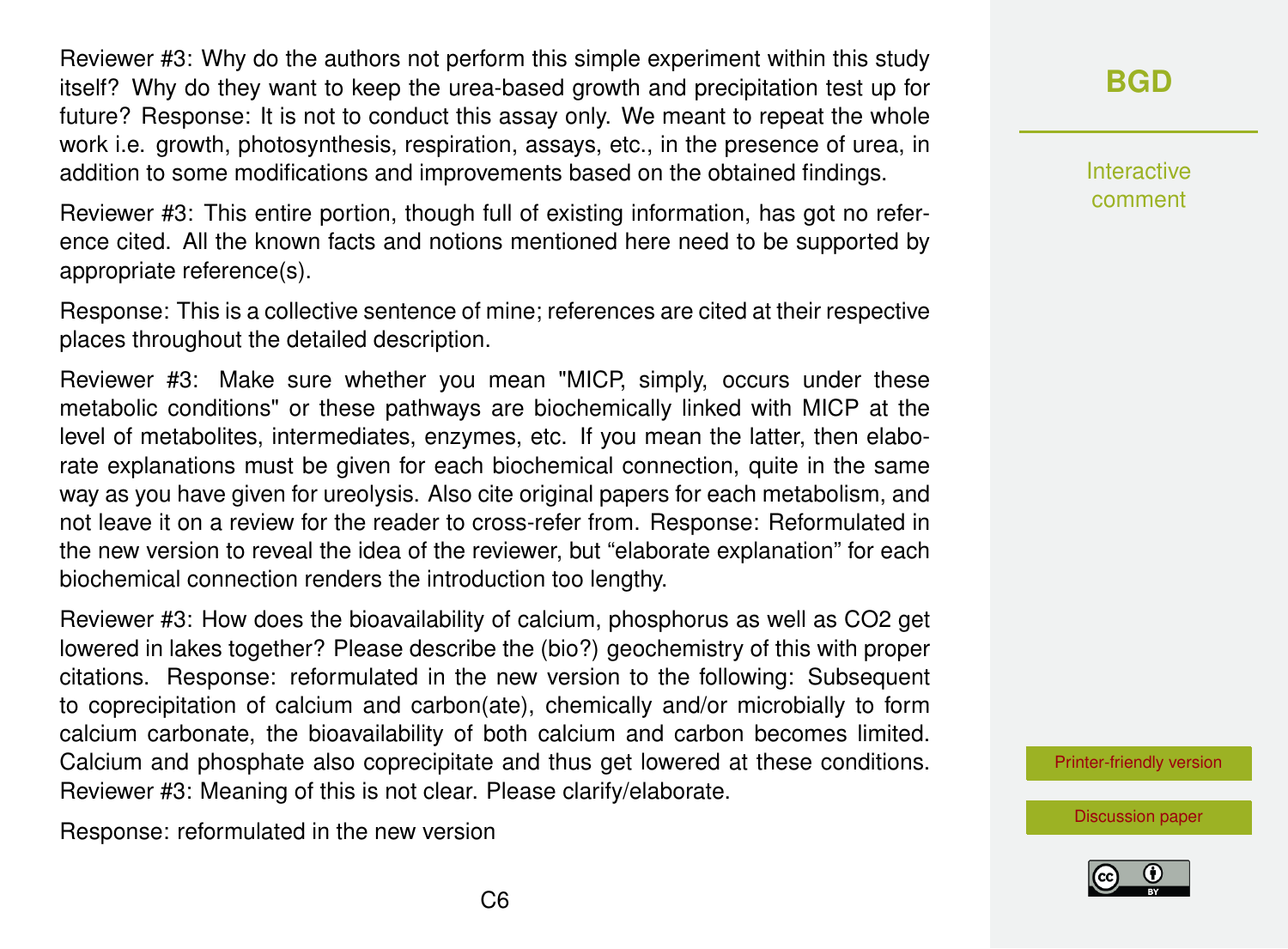Reviewer #3: Why do the authors not perform this simple experiment within this study itself? Why do they want to keep the urea-based growth and precipitation test up for future? Response: It is not to conduct this assay only. We meant to repeat the whole work i.e. growth, photosynthesis, respiration, assays, etc., in the presence of urea, in addition to some modifications and improvements based on the obtained findings.

Reviewer #3: This entire portion, though full of existing information, has got no reference cited. All the known facts and notions mentioned here need to be supported by appropriate reference(s).

Response: This is a collective sentence of mine; references are cited at their respective places throughout the detailed description.

Reviewer #3: Make sure whether you mean "MICP, simply, occurs under these metabolic conditions" or these pathways are biochemically linked with MICP at the level of metabolites, intermediates, enzymes, etc. If you mean the latter, then elaborate explanations must be given for each biochemical connection, quite in the same way as you have given for ureolysis. Also cite original papers for each metabolism, and not leave it on a review for the reader to cross-refer from. Response: Reformulated in the new version to reveal the idea of the reviewer, but "elaborate explanation" for each biochemical connection renders the introduction too lengthy.

Reviewer #3: How does the bioavailability of calcium, phosphorus as well as $CO_2$ get lowered in lakes together? Please describe the (bio?) geochemistry of this with proper citations. Response: reformulated in the new version to the following: Subsequent to coprecipitation of calcium and carbon(ate), chemically and/or microbially to form calcium carbonate, the bioavailability of both calcium and carbon becomes limited. Calcium and phosphate also coprecipitate and thus get lowered at these conditions. Reviewer #3: Meaning of this is not clear. Please clarify/elaborate.

Response: reformulated in the new version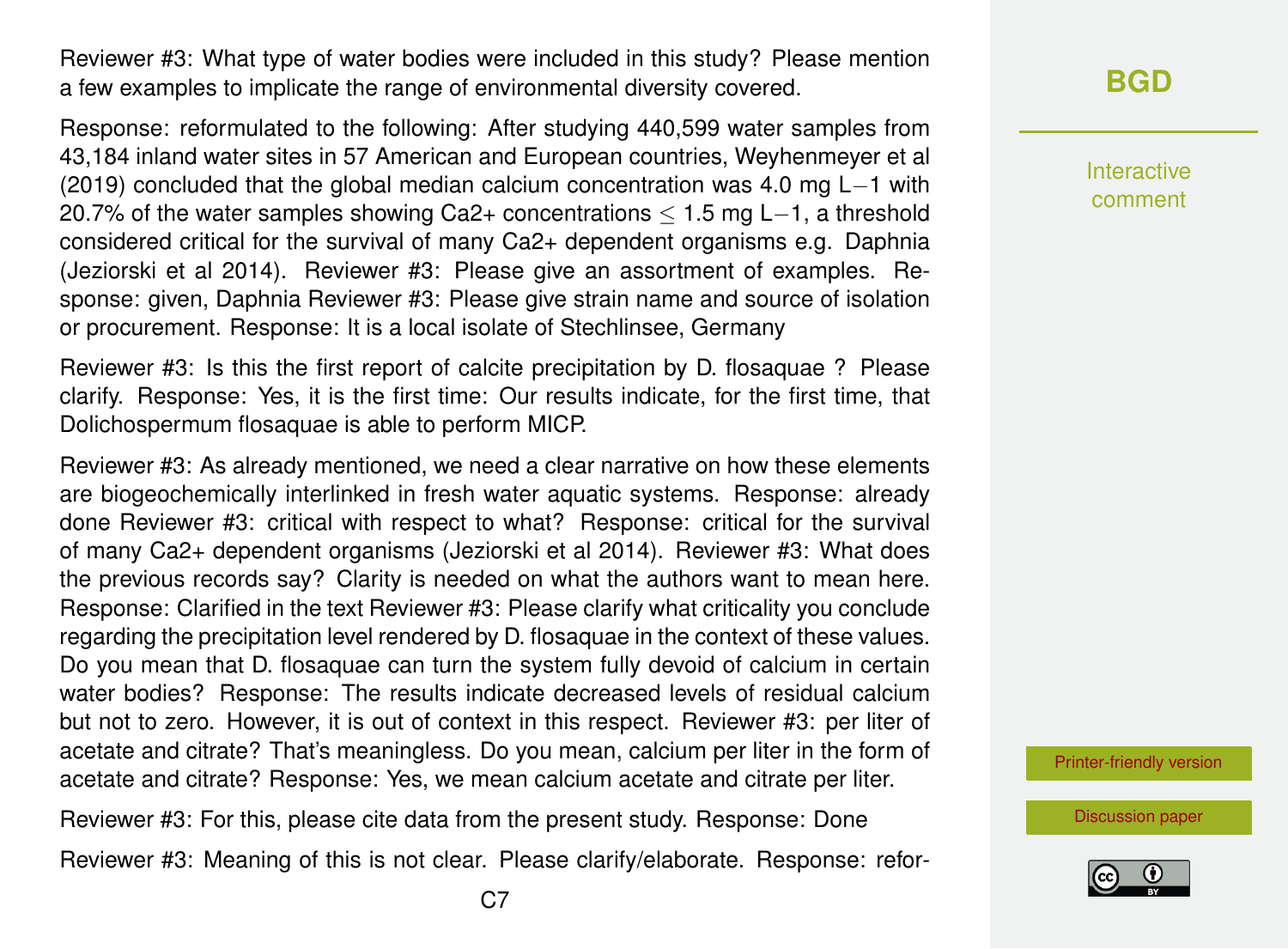Reviewer #3: What type of water bodies were included in this study? Please mention a few examples to implicate the range of environmental diversity covered.

Response: reformulated to the following: After studying 440,599 water samples from 43,184 inland water sites in 57 American and European countries, Weyhenmeyer et al (2019) concluded that the global median calcium concentration was 4.0 mg $L^{-1}$ with 20.7% of the water samples showing $Ca^{2+}$ concentrations $\leq$ 1.5 mg $L^{-1}$, a threshold considered critical for the survival of many $Ca^{2+}$ dependent organisms e.g. Daphnia (Jeziorski et al 2014). Reviewer #3: Please give an assortment of examples. Response: given, Daphnia Reviewer #3: Please give strain name and source of isolation or procurement. Response: It is a local isolate of Stechlinsee, Germany

Reviewer #3: Is this the first report of calcite precipitation by D. flosaquae ? Please clarify. Response: Yes, it is the first time: Our results indicate, for the first time, that Dolichospermum flosaquae is able to perform MICP.

Reviewer #3: As already mentioned, we need a clear narrative on how these elements are biogeochemically interlinked in fresh water aquatic systems. Response: already done Reviewer #3: critical with respect to what? Response: critical for the survival of many $Ca^{2+}$ dependent organisms (Jeziorski et al 2014). Reviewer #3: What does the previous records say? Clarity is needed on what the authors want to mean here. Response: Clarified in the text Reviewer #3: Please clarify what criticality you conclude regarding the precipitation level rendered by D. flosaquae in the context of these values. Do you mean that D. flosaquae can turn the system fully devoid of calcium in certain water bodies? Response: The results indicate decreased levels of residual calcium but not to zero. However, it is out of context in this respect. Reviewer #3: per liter of acetate and citrate? That's meaningless. Do you mean, calcium per liter in the form of acetate and citrate? Response: Yes, we mean calcium acetate and citrate per liter.

Reviewer #3: For this, please cite data from the present study. Response: Done

Reviewer #3: Meaning of this is not clear. Please clarify/elaborate. Response: refor-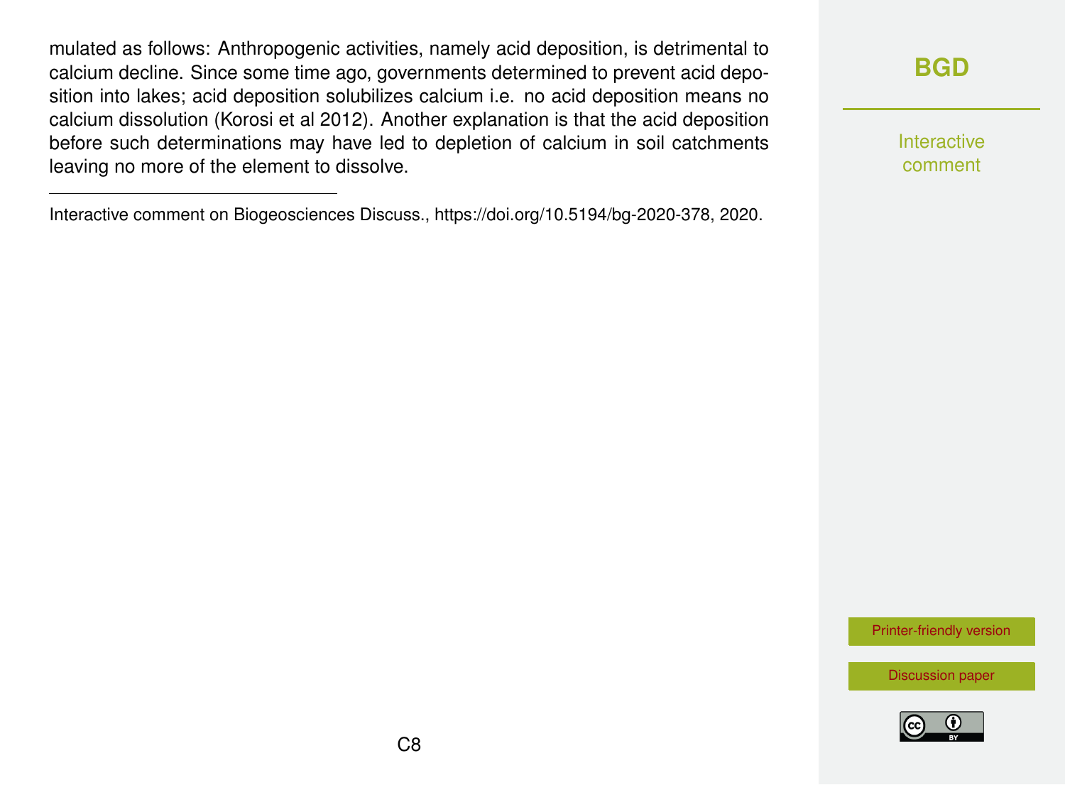mulated as follows: Anthropogenic activities, namely acid deposition, is detrimental to calcium decline. Since some time ago, governments determined to prevent acid deposition into lakes; acid deposition solubilizes calcium i.e. no acid deposition means no calcium dissolution (Korosi et al 2012). Another explanation is that the acid deposition before such determinations may have led to depletion of calcium in soil catchments leaving no more of the element to dissolve.

---

Interactive comment on Biogeosciences Discuss., https://doi.org/10.5194/bg-2020-378, 2020.